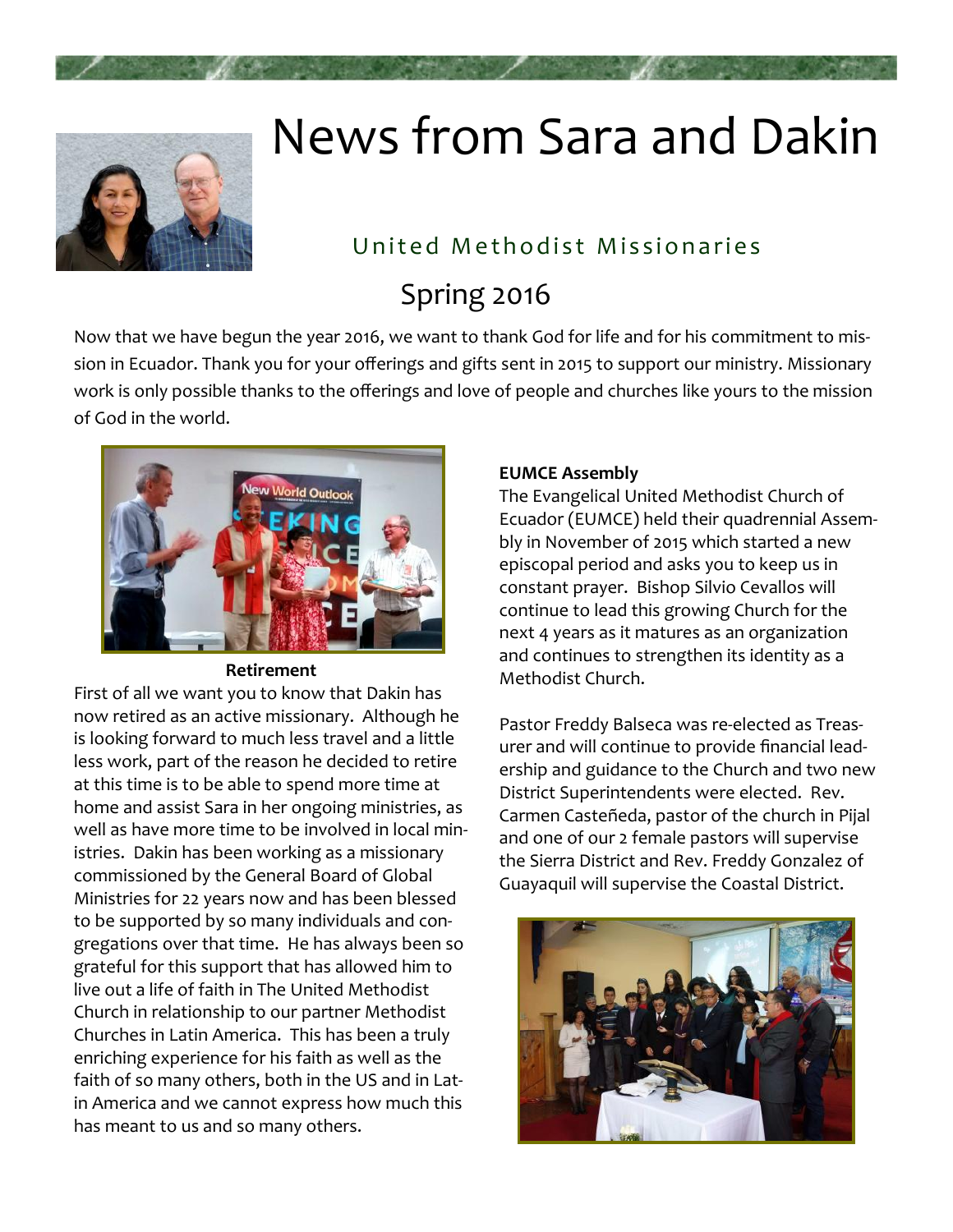# News from Sara and Dakin

## United Methodist Missionaries

## Spring 2016

Now that we have begun the year 2016, we want to thank God for life and for his commitment to mission in Ecuador. Thank you for your offerings and gifts sent in 2015 to support our ministry. Missionary work is only possible thanks to the offerings and love of people and churches like yours to the mission of God in the world.

**Retirement**

First of all we want you to know that Dakin has now retired as an active missionary. Although he is looking forward to much less travel and a little less work, part of the reason he decided to retire at this time is to be able to spend more time at home and assist Sara in her ongoing ministries, as well as have more time to be involved in local ministries. Dakin has been working as a missionary commissioned by the General Board of Global Ministries for 22 years now and has been blessed to be supported by so many individuals and congregations over that time. He has always been so grateful for this support that has allowed him to live out a life of faith in The United Methodist Church in relationship to our partner Methodist Churches in Latin America. This has been a truly enriching experience for his faith as well as the faith of so many others, both in the US and in Latin America and we cannot express how much this has meant to us and so many others.

**EUMCE Assembly**

The Evangelical United Methodist Church of Ecuador (EUMCE) held their quadrennial Assembly in November of 2015 which started a new episcopal period and asks you to keep us in constant prayer. Bishop Silvio Cevallos will continue to lead this growing Church for the next 4 years as it matures as an organization and continues to strengthen its identity as a Methodist Church.

Pastor Freddy Balseca was re-elected as Treasurer and will continue to provide financial leadership and guidance to the Church and two new District Superintendents were elected. Rev. Carmen Casteñeda, pastor of the church in Pijal and one of our 2 female pastors will supervise the Sierra District and Rev. Freddy Gonzalez of Guayaquil will supervise the Coastal District.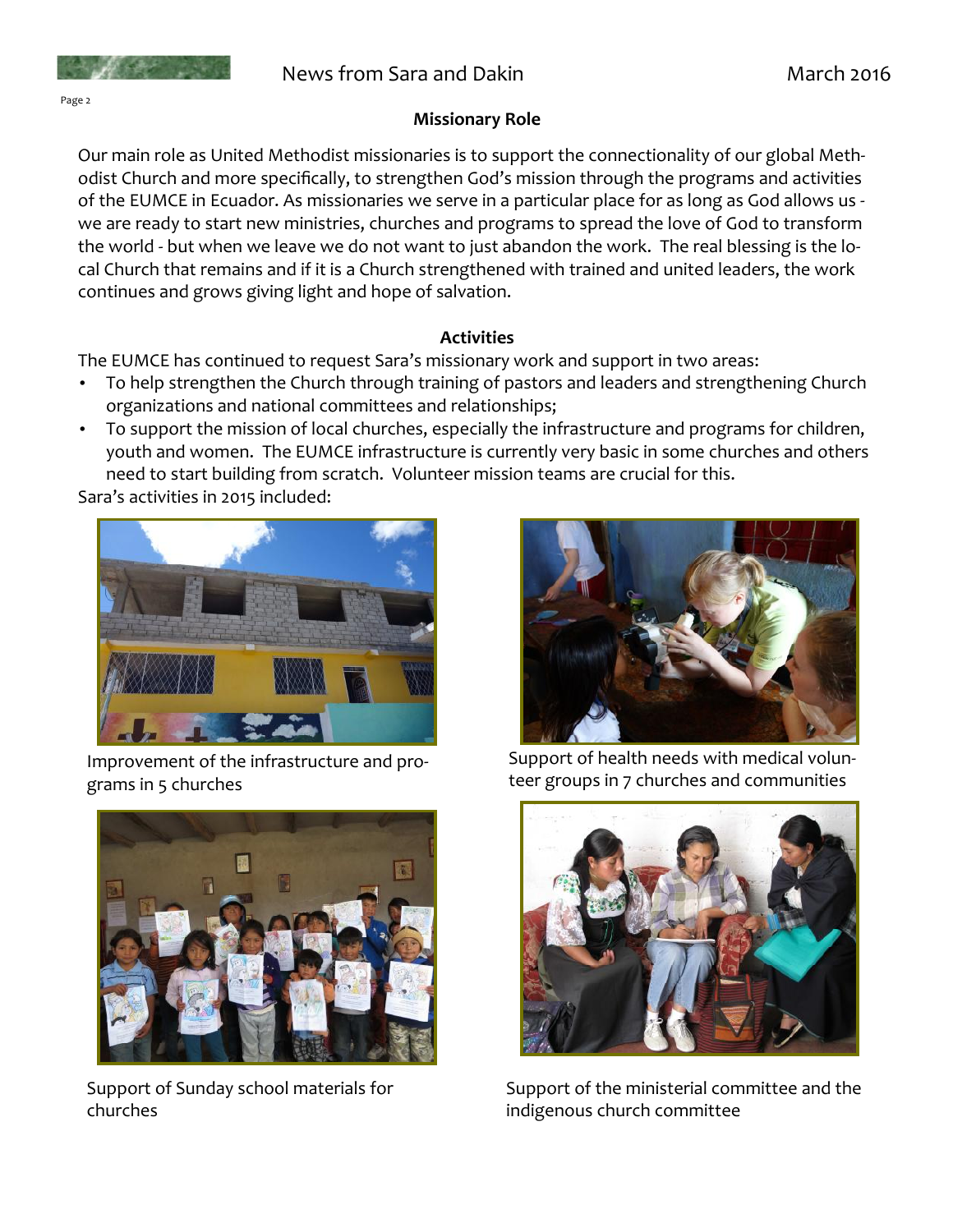## Missionary Role

Our main role as United Methodist missionaries is to support the connectionality of our global Methodist Church and more specifically, to strengthen God's mission through the programs and activities of the EUMCE in Ecuador. As missionaries we serve in a particular place for as long as God allows us - we are ready to start new ministries, churches and programs to spread the love of God to transform the world - but when we leave we do not want to just abandon the work. The real blessing is the local Church that remains and if it is a Church strengthened with trained and united leaders, the work continues and grows giving light and hope of salvation.

## Activities

The EUMCE has continued to request Sara's missionary work and support in two areas:

- To help strengthen the Church through training of pastors and leaders and strengthening Church organizations and national committees and relationships;
- To support the mission of local churches, especially the infrastructure and programs for children, youth and women. The EUMCE infrastructure is currently very basic in some churches and others need to start building from scratch. Volunteer mission teams are crucial for this.

Sara's activities in 2015 included:

Improvement of the infrastructure and programs in 5 churches

Support of health needs with medical volunteer groups in 7 churches and communities

Support of Sunday school materials for churches

Support of the ministerial committee and the indigenous church committee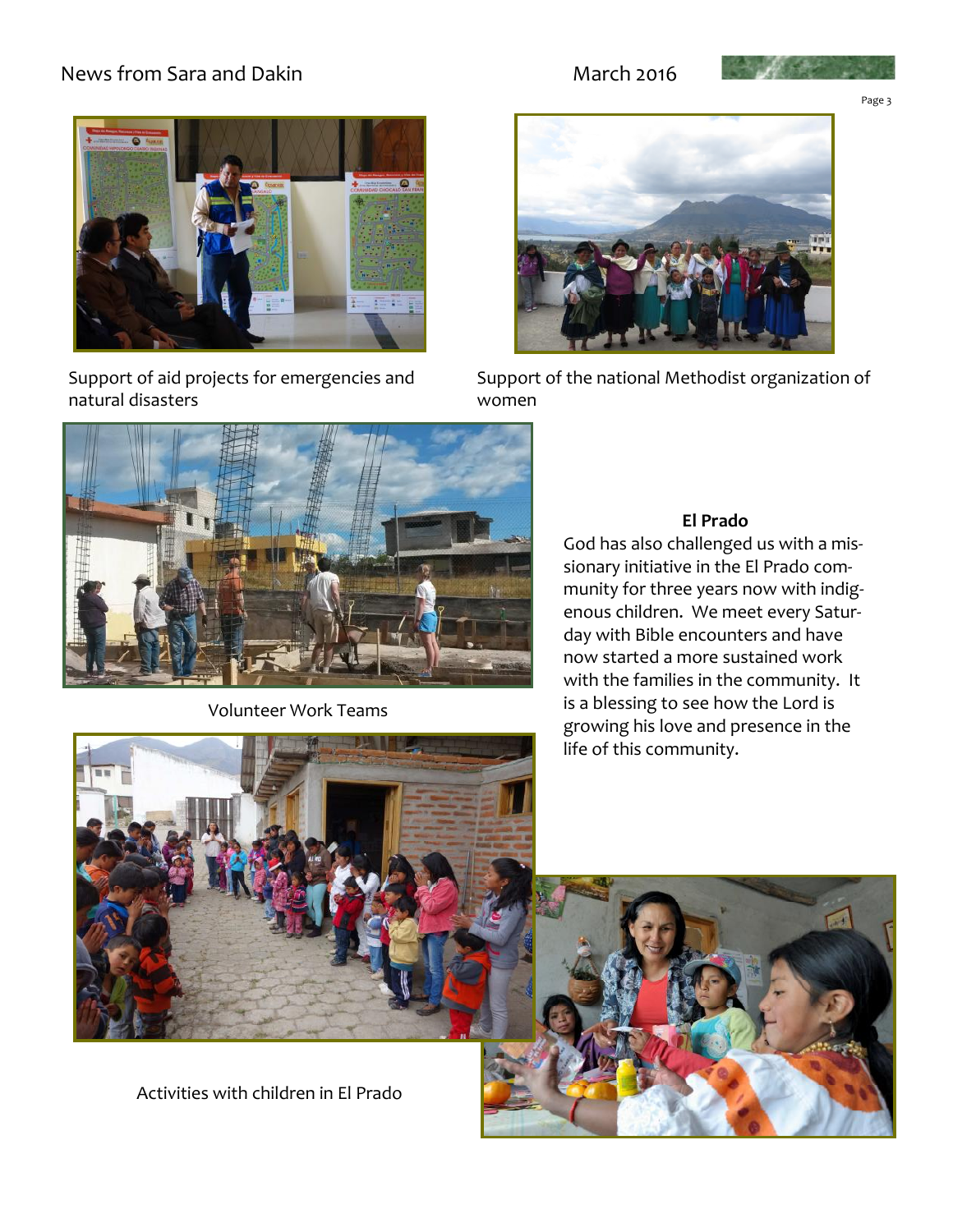Support of aid projects for emergencies and natural disasters

Support of the national Methodist organization of women

Volunteer Work Teams

**El Prado**

God has also challenged us with a missionary initiative in the El Prado community for three years now with indigenous children. We meet every Saturday with Bible encounters and have now started a more sustained work with the families in the community. It is a blessing to see how the Lord is growing his love and presence in the life of this community.

Activities with children in El Prado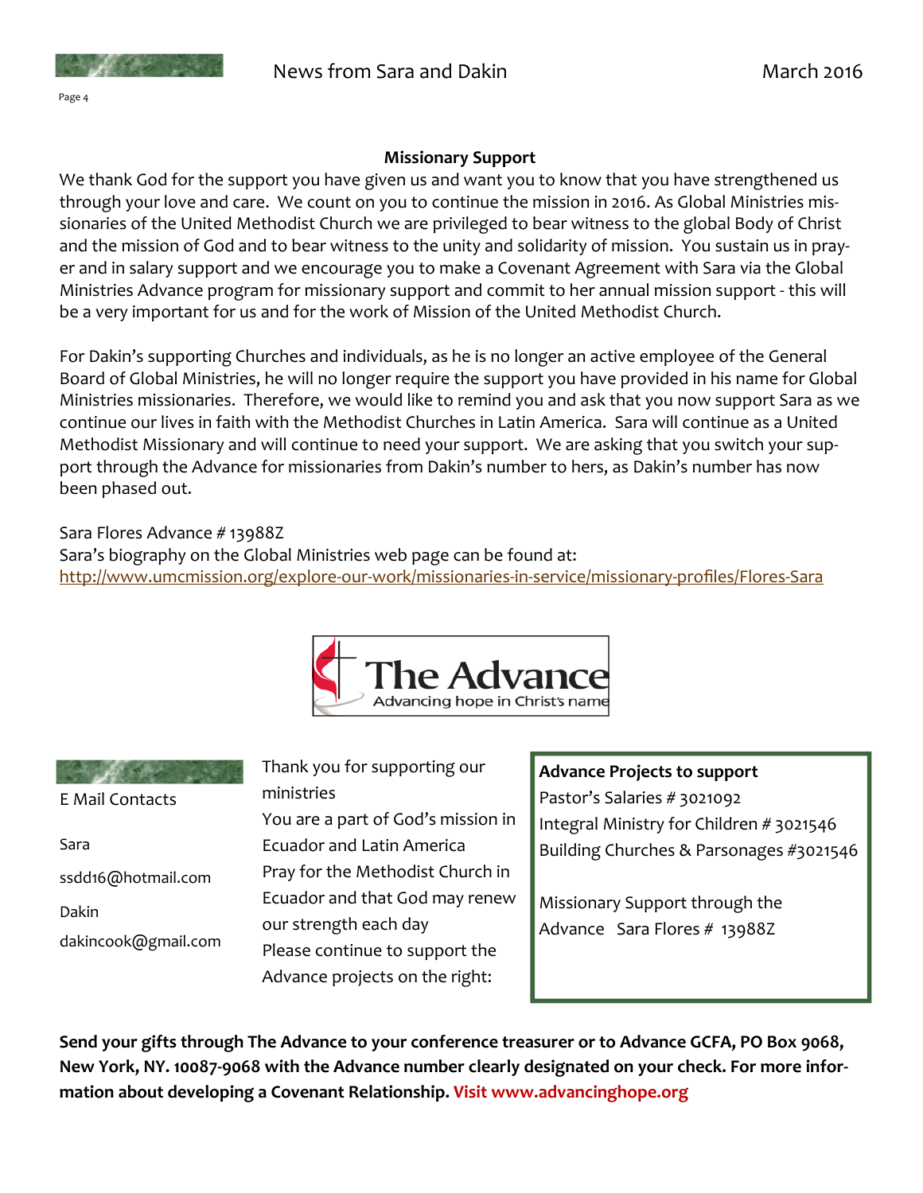## Missionary Support

We thank God for the support you have given us and want you to know that you have strengthened us through your love and care. We count on you to continue the mission in 2016. As Global Ministries missionaries of the United Methodist Church we are privileged to bear witness to the global Body of Christ and the mission of God and to bear witness to the unity and solidarity of mission. You sustain us in prayer and in salary support and we encourage you to make a Covenant Agreement with Sara via the Global Ministries Advance program for missionary support and commit to her annual mission support - this will be a very important for us and for the work of Mission of the United Methodist Church.

For Dakin's supporting Churches and individuals, as he is no longer an active employee of the General Board of Global Ministries, he will no longer require the support you have provided in his name for Global Ministries missionaries. Therefore, we would like to remind you and ask that you now support Sara as we continue our lives in faith with the Methodist Churches in Latin America. Sara will continue as a United Methodist Missionary and will continue to need your support. We are asking that you switch your support through the Advance for missionaries from Dakin's number to hers, as Dakin's number has now been phased out.

Sara Flores Advance # 13988Z
Sara's biography on the Global Ministries web page can be found at:
http://www.umcmission.org/explore-our-work/missionaries-in-service/missionary-profiles/Flores-Sara

The Advance
Advancing hope in Christ's name

E Mail Contacts

Sara

ssdd16@hotmail.com

Dakin

dakincook@gmail.com

Thank you for supporting our ministries
You are a part of God's mission in Ecuador and Latin America
Pray for the Methodist Church in Ecuador and that God may renew our strength each day
Please continue to support the Advance projects on the right:

**Advance Projects to support**
Pastor's Salaries # 3021092
Integral Ministry for Children # 3021546
Building Churches & Parsonages #3021546

Missionary Support through the Advance Sara Flores # 13988Z

**Send your gifts through The Advance to your conference treasurer or to Advance GCFA, PO Box 9068, New York, NY. 10087-9068 with the Advance number clearly designated on your check. For more information about developing a Covenant Relationship. Visit www.advancinghope.org**